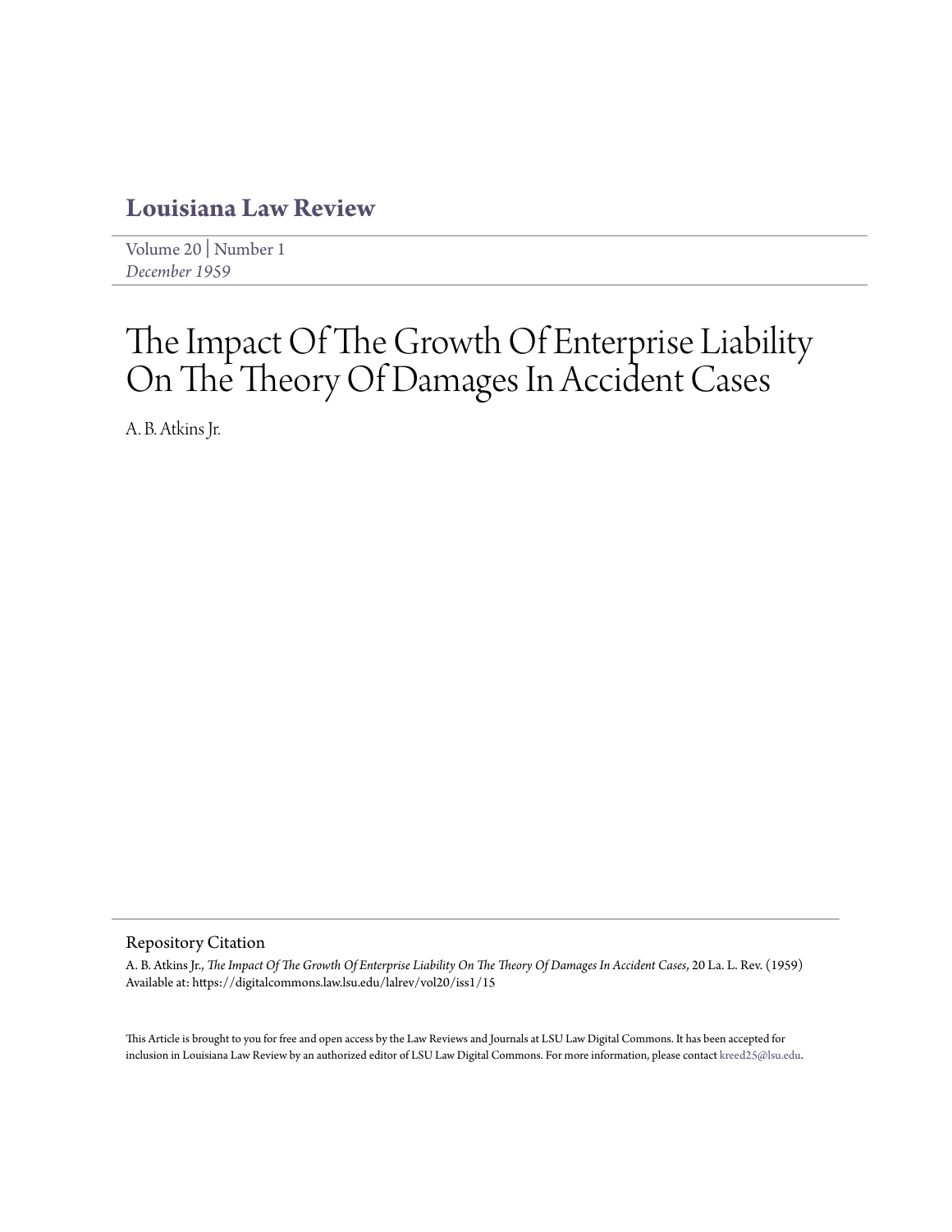# Louisiana Law Review

Volume 20 | Number 1
*December 1959*

# The Impact Of The Growth Of Enterprise Liability On The Theory Of Damages In Accident Cases

A. B. Atkins Jr.

## Repository Citation

A. B. Atkins Jr., *The Impact Of The Growth Of Enterprise Liability On The Theory Of Damages In Accident Cases*, 20 La. L. Rev. (1959)
Available at: https://digitalcommons.law.lsu.edu/lalrev/vol20/iss1/15

This Article is brought to you for free and open access by the Law Reviews and Journals at LSU Law Digital Commons. It has been accepted for inclusion in Louisiana Law Review by an authorized editor of LSU Law Digital Commons. For more information, please contact kreed25@lsu.edu.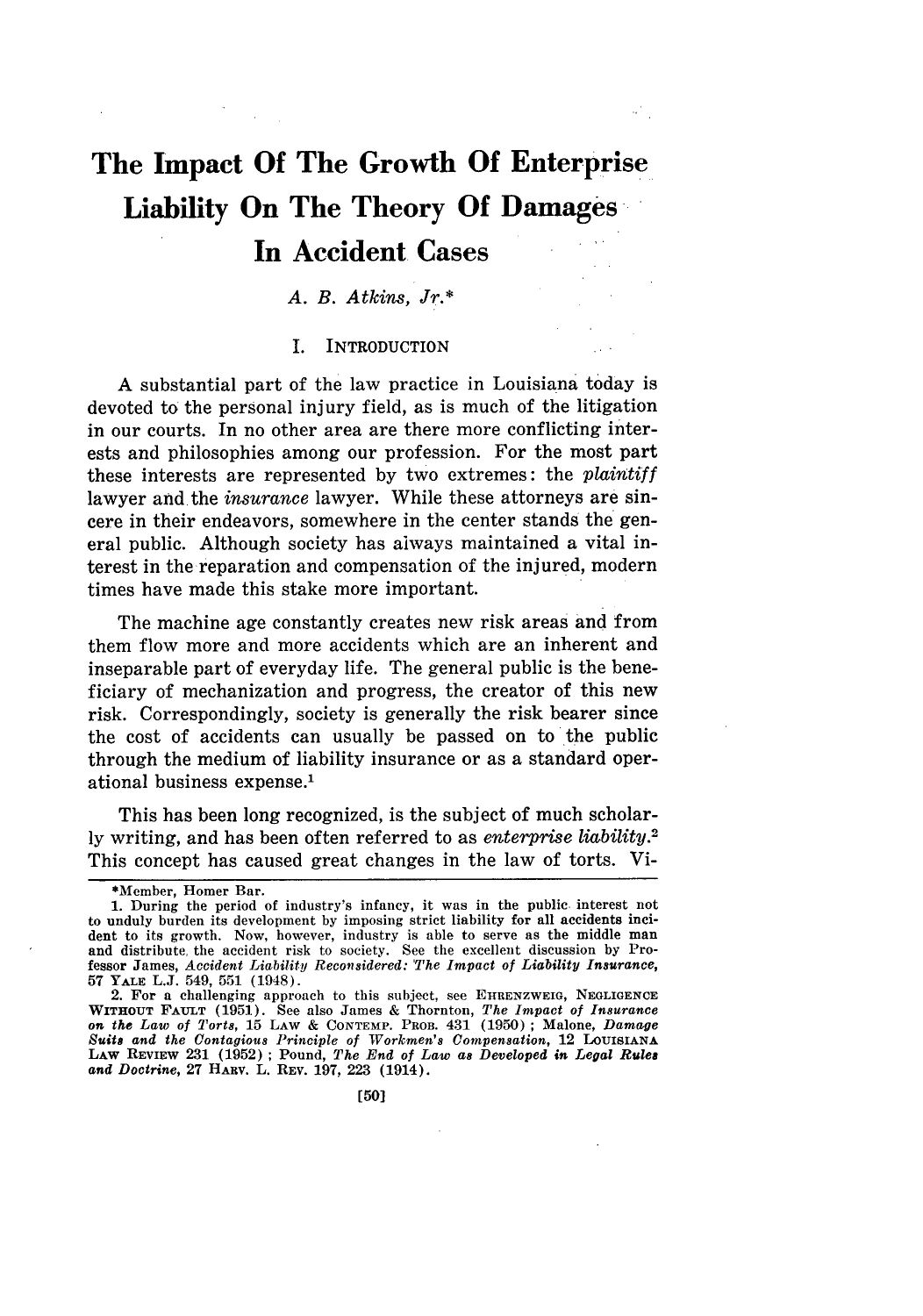# The Impact Of The Growth Of Enterprise Liability On The Theory Of Damages In Accident Cases

*A. B. Atkins, Jr.**

## I. Introduction

A substantial part of the law practice in Louisiana today is devoted to the personal injury field, as is much of the litigation in our courts. In no other area are there more conflicting interests and philosophies among our profession. For the most part these interests are represented by two extremes: the *plaintiff* lawyer and the *insurance* lawyer. While these attorneys are sincere in their endeavors, somewhere in the center stands the general public. Although society has always maintained a vital interest in the reparation and compensation of the injured, modern times have made this stake more important.

The machine age constantly creates new risk areas and from them flow more and more accidents which are an inherent and inseparable part of everyday life. The general public is the beneficiary of mechanization and progress, the creator of this new risk. Correspondingly, society is generally the risk bearer since the cost of accidents can usually be passed on to the public through the medium of liability insurance or as a standard operational business expense.[1]

This has been long recognized, is the subject of much scholarly writing, and has been often referred to as *enterprise liability*.[2] This concept has caused great changes in the law of torts. Vi-

---

*Member, Homer Bar.

1. During the period of industry's infancy, it was in the public interest not to unduly burden its development by imposing strict liability for all accidents incident to its growth. Now, however, industry is able to serve as the middle man and distribute the accident risk to society. See the excellent discussion by Professor James, *Accident Liability Reconsidered: The Impact of Liability Insurance*, 57 YALE L.J. 549, 551 (1948).

2. For a challenging approach to this subject, see EHRENZWEIG, NEGLIGENCE WITHOUT FAULT (1951). See also James & Thornton, *The Impact of Insurance on the Law of Torts*, 15 LAW & CONTEMP. PROB. 431 (1950); Malone, *Damage Suits and the Contagious Principle of Workmen's Compensation*, 12 LOUISIANA LAW REVIEW 231 (1952); Pound, *The End of Law as Developed in Legal Rules and Doctrine*, 27 HARV. L. REV. 197, 223 (1914).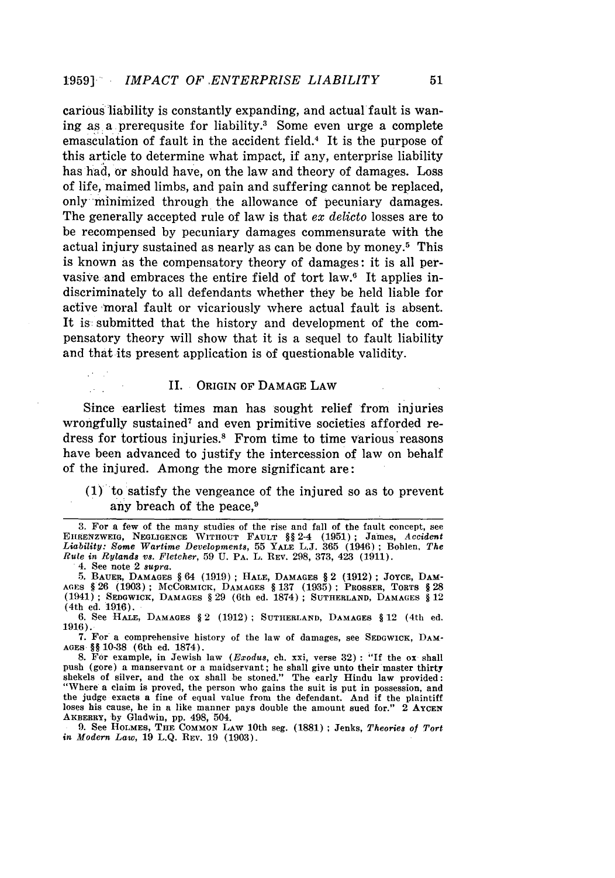carious liability is constantly expanding, and actual fault is waning as a prerequsite for liability.[3] Some even urge a complete emasculation of fault in the accident field.[4] It is the purpose of this article to determine what impact, if any, enterprise liability has had, or should have, on the law and theory of damages. Loss of life, maimed limbs, and pain and suffering cannot be replaced, only minimized through the allowance of pecuniary damages. The generally accepted rule of law is that *ex delicto* losses are to be recompensed by pecuniary damages commensurate with the actual injury sustained as nearly as can be done by money.[5] This is known as the compensatory theory of damages: it is all pervasive and embraces the entire field of tort law.[6] It applies indiscriminately to all defendants whether they be held liable for active moral fault or vicariously where actual fault is absent. It is submitted that the history and development of the compensatory theory will show that it is a sequel to fault liability and that its present application is of questionable validity.

## II. ORIGIN OF DAMAGE LAW

Since earliest times man has sought relief from injuries wrongfully sustained[7] and even primitive societies afforded redress for tortious injuries.[8] From time to time various reasons have been advanced to justify the intercession of law on behalf of the injured. Among the more significant are:

(1) to satisfy the vengeance of the injured so as to prevent any breach of the peace,[9]

---

3. For a few of the many studies of the rise and fall of the fault concept, see EHRENZWEIG, NEGLIGENCE WITHOUT FAULT §§ 2-4 (1951); James, *Accident Liability: Some Wartime Developments*, 55 YALE L.J. 365 (1946); Bohlen, *The Rule in Rylands vs. Fletcher*, 59 U. PA. L. REV. 298, 373, 423 (1911).

4. See note 2 *supra*.

5. BAUER, DAMAGES § 64 (1919); HALE, DAMAGES § 2 (1912); JOYCE, DAMAGES § 26 (1903); MCCORMICK, DAMAGES § 137 (1935); PROSSER, TORTS § 28 (1941); SEDGWICK, DAMAGES § 29 (6th ed. 1874); SUTHERLAND, DAMAGES § 12 (4th ed. 1916).

6. See HALE, DAMAGES § 2 (1912); SUTHERLAND, DAMAGES § 12 (4th ed. 1916).

7. For a comprehensive history of the law of damages, see SEDGWICK, DAMAGES §§ 10-38 (6th ed. 1874).

8. For example, in Jewish law (*Exodus*, ch. xxi, verse 32): "If the ox shall push (gore) a manservant or a maidservant; he shall give unto their master thirty shekels of silver, and the ox shall be stoned." The early Hindu law provided: "Where a claim is proved, the person who gains the suit is put in possession, and the judge exacts a fine of equal value from the defendant. And if the plaintiff loses his cause, he in a like manner pays double the amount sued for." 2 AYCEN AKBERRY, by Gladwin, pp. 498, 504.

9. See HOLMES, THE COMMON LAW 10th seg. (1881); Jenks, *Theories of Tort in Modern Law*, 19 L.Q. REV. 19 (1903).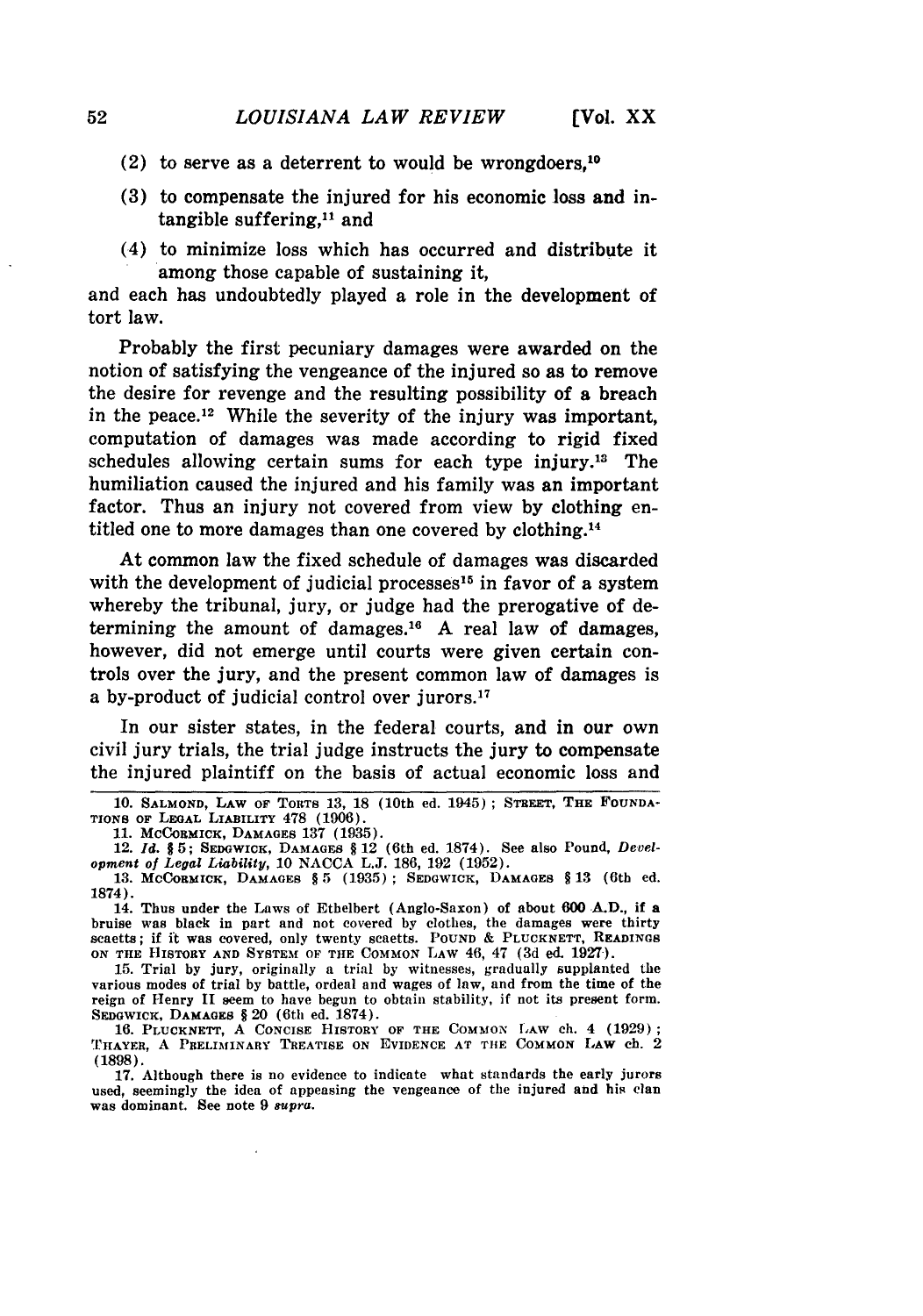(2) to serve as a deterrent to would be wrongdoers,[10]

(3) to compensate the injured for his economic loss and intangible suffering,[11] and

(4) to minimize loss which has occurred and distribute it among those capable of sustaining it,

and each has undoubtedly played a role in the development of tort law.

Probably the first pecuniary damages were awarded on the notion of satisfying the vengeance of the injured so as to remove the desire for revenge and the resulting possibility of a breach in the peace.[12] While the severity of the injury was important, computation of damages was made according to rigid fixed schedules allowing certain sums for each type injury.[13] The humiliation caused the injured and his family was an important factor. Thus an injury not covered from view by clothing entitled one to more damages than one covered by clothing.[14]

At common law the fixed schedule of damages was discarded with the development of judicial processes[15] in favor of a system whereby the tribunal, jury, or judge had the prerogative of determining the amount of damages.[16] A real law of damages, however, did not emerge until courts were given certain controls over the jury, and the present common law of damages is a by-product of judicial control over jurors.[17]

In our sister states, in the federal courts, and in our own civil jury trials, the trial judge instructs the jury to compensate the injured plaintiff on the basis of actual economic loss and

---

10. SALMOND, LAW OF TORTS 13, 18 (10th ed. 1945); STREET, THE FOUNDATIONS OF LEGAL LIABILITY 478 (1906).

11. MCCORMICK, DAMAGES 137 (1935).

12. *Id.* § 5; SEDGWICK, DAMAGES § 12 (6th ed. 1874). See also Pound, *Development of Legal Liability*, 10 NACCA L.J. 186, 192 (1952).

13. MCCORMICK, DAMAGES § 5 (1935); SEDGWICK, DAMAGES § 13 (6th ed. 1874).

14. Thus under the Laws of Ethelbert (Anglo-Saxon) of about 600 A.D., if a bruise was black in part and not covered by clothes, the damages were thirty scaetts; if it was covered, only twenty scaetts. POUND & PLUCKNETT, READINGS ON THE HISTORY AND SYSTEM OF THE COMMON LAW 46, 47 (3d ed. 1927).

15. Trial by jury, originally a trial by witnesses, gradually supplanted the various modes of trial by battle, ordeal and wages of law, and from the time of the reign of Henry II seem to have begun to obtain stability, if not its present form. SEDGWICK, DAMAGES § 20 (6th ed. 1874).

16. PLUCKNETT, A CONCISE HISTORY OF THE COMMON LAW ch. 4 (1929); THAYER, A PRELIMINARY TREATISE ON EVIDENCE AT THE COMMON LAW ch. 2 (1898).

17. Although there is no evidence to indicate what standards the early jurors used, seemingly the idea of appeasing the vengeance of the injured and his clan was dominant. See note 9 *supra*.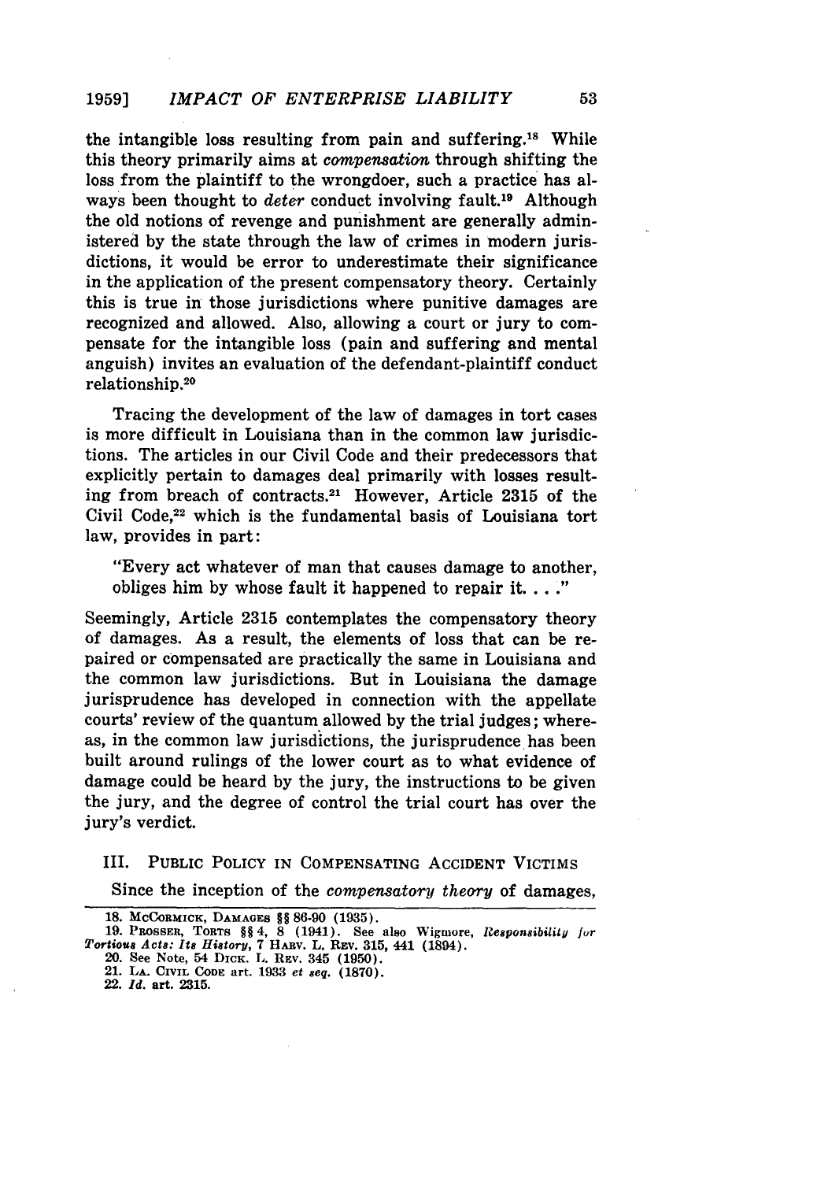the intangible loss resulting from pain and suffering.[18] While this theory primarily aims at *compensation* through shifting the loss from the plaintiff to the wrongdoer, such a practice has always been thought to *deter* conduct involving fault.[19] Although the old notions of revenge and punishment are generally administered by the state through the law of crimes in modern jurisdictions, it would be error to underestimate their significance in the application of the present compensatory theory. Certainly this is true in those jurisdictions where punitive damages are recognized and allowed. Also, allowing a court or jury to compensate for the intangible loss (pain and suffering and mental anguish) invites an evaluation of the defendant-plaintiff conduct relationship.[20]

Tracing the development of the law of damages in tort cases is more difficult in Louisiana than in the common law jurisdictions. The articles in our Civil Code and their predecessors that explicitly pertain to damages deal primarily with losses resulting from breach of contracts.[21] However, Article 2315 of the Civil Code,[22] which is the fundamental basis of Louisiana tort law, provides in part:

> "Every act whatever of man that causes damage to another, obliges him by whose fault it happened to repair it. . . ."

Seemingly, Article 2315 contemplates the compensatory theory of damages. As a result, the elements of loss that can be repaired or compensated are practically the same in Louisiana and the common law jurisdictions. But in Louisiana the damage jurisprudence has developed in connection with the appellate courts' review of the quantum allowed by the trial judges; whereas, in the common law jurisdictions, the jurisprudence has been built around rulings of the lower court as to what evidence of damage could be heard by the jury, the instructions to be given the jury, and the degree of control the trial court has over the jury's verdict.

## III. PUBLIC POLICY IN COMPENSATING ACCIDENT VICTIMS

Since the inception of the *compensatory theory* of damages,

---

18. McCormick, Damages §§ 86-90 (1935).

19. Prosser, Torts §§ 4, 8 (1941). See also Wigmore, *Responsibility for Tortious Acts: Its History*, 7 Harv. L. Rev. 315, 441 (1894).

20. See Note, 54 Dick. L. Rev. 345 (1950).

21. La. Civil Code art. 1933 *et seq.* (1870).

22. *Id.* art. 2315.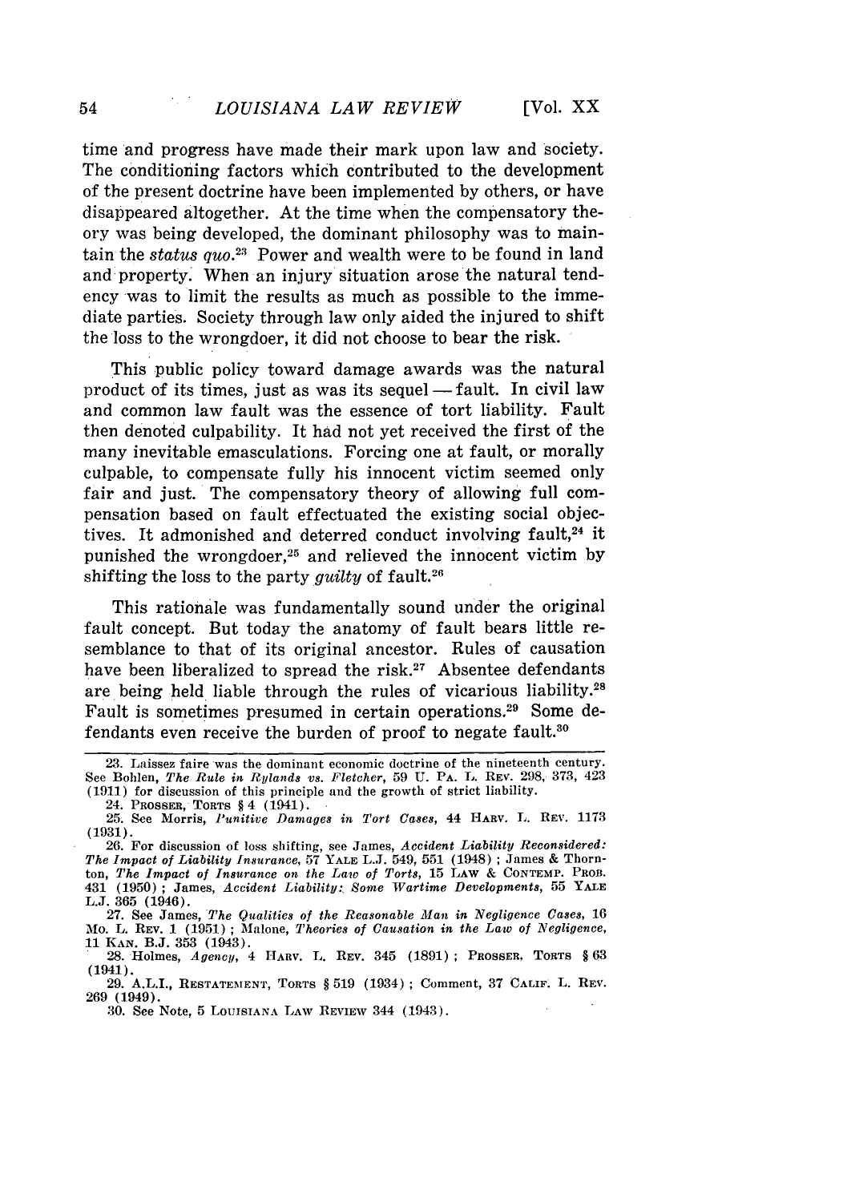time and progress have made their mark upon law and society. The conditioning factors which contributed to the development of the present doctrine have been implemented by others, or have disappeared altogether. At the time when the compensatory theory was being developed, the dominant philosophy was to maintain the *status quo*.[23] Power and wealth were to be found in land and property. When an injury situation arose the natural tendency was to limit the results as much as possible to the immediate parties. Society through law only aided the injured to shift the loss to the wrongdoer, it did not choose to bear the risk.

This public policy toward damage awards was the natural product of its times, just as was its sequel — fault. In civil law and common law fault was the essence of tort liability. Fault then denoted culpability. It had not yet received the first of the many inevitable emasculations. Forcing one at fault, or morally culpable, to compensate fully his innocent victim seemed only fair and just. The compensatory theory of allowing full compensation based on fault effectuated the existing social objectives. It admonished and deterred conduct involving fault,[24] it punished the wrongdoer,[25] and relieved the innocent victim by shifting the loss to the party *guilty* of fault.[26]

This rationale was fundamentally sound under the original fault concept. But today the anatomy of fault bears little resemblance to that of its original ancestor. Rules of causation have been liberalized to spread the risk.[27] Absentee defendants are being held liable through the rules of vicarious liability.[28] Fault is sometimes presumed in certain operations.[29] Some defendants even receive the burden of proof to negate fault.[30]

---

23. Laissez faire was the dominant economic doctrine of the nineteenth century. See Bohlen, *The Rule in Rylands vs. Fletcher*, 59 U. PA. L. REV. 298, 373, 423 (1911) for discussion of this principle and the growth of strict liability.

24. PROSSER, TORTS § 4 (1941).

25. See Morris, *Punitive Damages in Tort Cases*, 44 HARV. L. REV. 1173 (1931).

26. For discussion of loss shifting, see James, *Accident Liability Reconsidered: The Impact of Liability Insurance*, 57 YALE L.J. 549, 551 (1948); James & Thornton, *The Impact of Insurance on the Law of Torts*, 15 LAW & CONTEMP. PROB. 431 (1950); James, *Accident Liability: Some Wartime Developments*, 55 YALE L.J. 365 (1946).

27. See James, *The Qualities of the Reasonable Man in Negligence Cases*, 16 MO. L. REV. 1 (1951); Malone, *Theories of Causation in the Law of Negligence*, 11 KAN. B.J. 353 (1943).

28. Holmes, *Agency*, 4 HARV. L. REV. 345 (1891); PROSSER, TORTS § 63 (1941).

29. A.L.I., RESTATEMENT, TORTS § 519 (1934); Comment, 37 CALIF. L. REV. 269 (1949).

30. See Note, 5 LOUISIANA LAW REVIEW 344 (1943).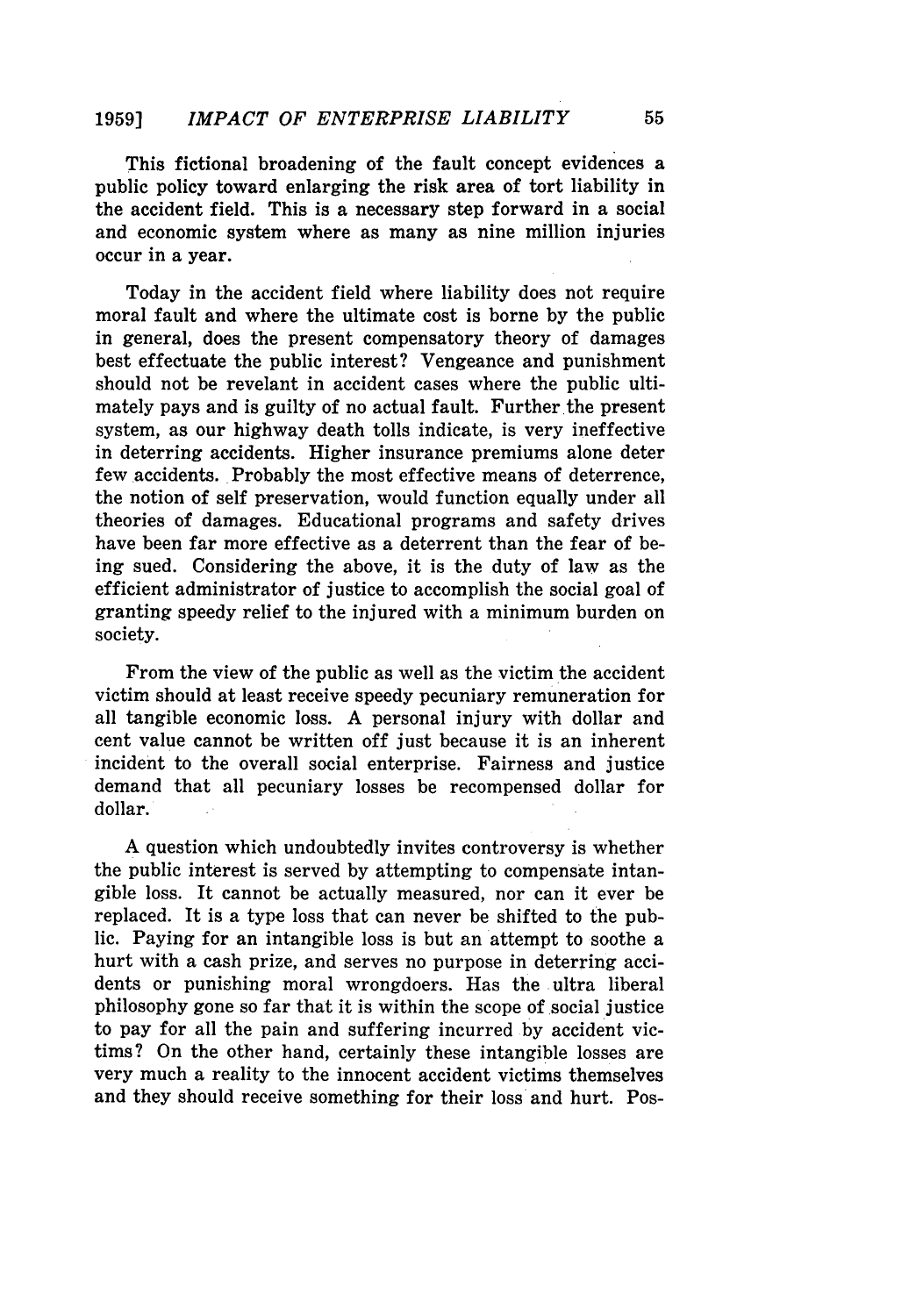This fictional broadening of the fault concept evidences a public policy toward enlarging the risk area of tort liability in the accident field. This is a necessary step forward in a social and economic system where as many as nine million injuries occur in a year.

Today in the accident field where liability does not require moral fault and where the ultimate cost is borne by the public in general, does the present compensatory theory of damages best effectuate the public interest? Vengeance and punishment should not be revelant in accident cases where the public ultimately pays and is guilty of no actual fault. Further the present system, as our highway death tolls indicate, is very ineffective in deterring accidents. Higher insurance premiums alone deter few accidents. Probably the most effective means of deterrence, the notion of self preservation, would function equally under all theories of damages. Educational programs and safety drives have been far more effective as a deterrent than the fear of being sued. Considering the above, it is the duty of law as the efficient administrator of justice to accomplish the social goal of granting speedy relief to the injured with a minimum burden on society.

From the view of the public as well as the victim the accident victim should at least receive speedy pecuniary remuneration for all tangible economic loss. A personal injury with dollar and cent value cannot be written off just because it is an inherent incident to the overall social enterprise. Fairness and justice demand that all pecuniary losses be recompensed dollar for dollar.

A question which undoubtedly invites controversy is whether the public interest is served by attempting to compensate intangible loss. It cannot be actually measured, nor can it ever be replaced. It is a type loss that can never be shifted to the public. Paying for an intangible loss is but an attempt to soothe a hurt with a cash prize, and serves no purpose in deterring accidents or punishing moral wrongdoers. Has the ultra liberal philosophy gone so far that it is within the scope of social justice to pay for all the pain and suffering incurred by accident victims? On the other hand, certainly these intangible losses are very much a reality to the innocent accident victims themselves and they should receive something for their loss and hurt. Pos-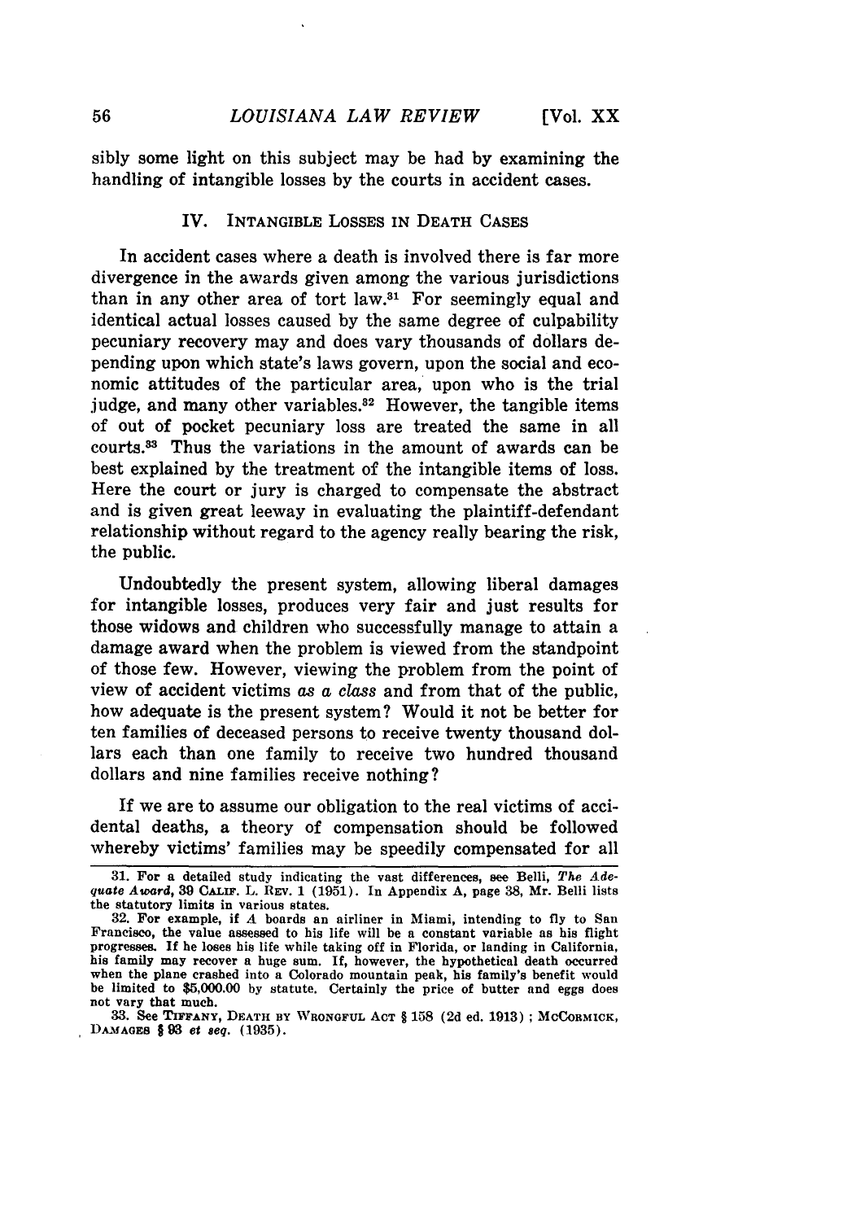sibly some light on this subject may be had by examining the handling of intangible losses by the courts in accident cases.

## IV. INTANGIBLE LOSSES IN DEATH CASES

In accident cases where a death is involved there is far more divergence in the awards given among the various jurisdictions than in any other area of tort law.[31] For seemingly equal and identical actual losses caused by the same degree of culpability pecuniary recovery may and does vary thousands of dollars depending upon which state's laws govern, upon the social and economic attitudes of the particular area, upon who is the trial judge, and many other variables.[32] However, the tangible items of out of pocket pecuniary loss are treated the same in all courts.[33] Thus the variations in the amount of awards can be best explained by the treatment of the intangible items of loss. Here the court or jury is charged to compensate the abstract and is given great leeway in evaluating the plaintiff-defendant relationship without regard to the agency really bearing the risk, the public.

Undoubtedly the present system, allowing liberal damages for intangible losses, produces very fair and just results for those widows and children who successfully manage to attain a damage award when the problem is viewed from the standpoint of those few. However, viewing the problem from the point of view of accident victims *as a class* and from that of the public, how adequate is the present system? Would it not be better for ten families of deceased persons to receive twenty thousand dollars each than one family to receive two hundred thousand dollars and nine families receive nothing?

If we are to assume our obligation to the real victims of accidental deaths, a theory of compensation should be followed whereby victims' families may be speedily compensated for all

---

31. For a detailed study indicating the vast differences, see Belli, *The Adequate Award*, 39 CALIF. L. REV. 1 (1951). In Appendix A, page 38, Mr. Belli lists the statutory limits in various states.

32. For example, if *A* boards an airliner in Miami, intending to fly to San Francisco, the value assessed to his life will be a constant variable as his flight progresses. If he loses his life while taking off in Florida, or landing in California, his family may recover a huge sum. If, however, the hypothetical death occurred when the plane crashed into a Colorado mountain peak, his family's benefit would be limited to $5,000.00 by statute. Certainly the price of butter and eggs does not vary that much.

33. See TIFFANY, DEATH BY WRONGFUL ACT § 158 (2d ed. 1913); MCCORMICK, DAMAGES § 93 *et seq.* (1935).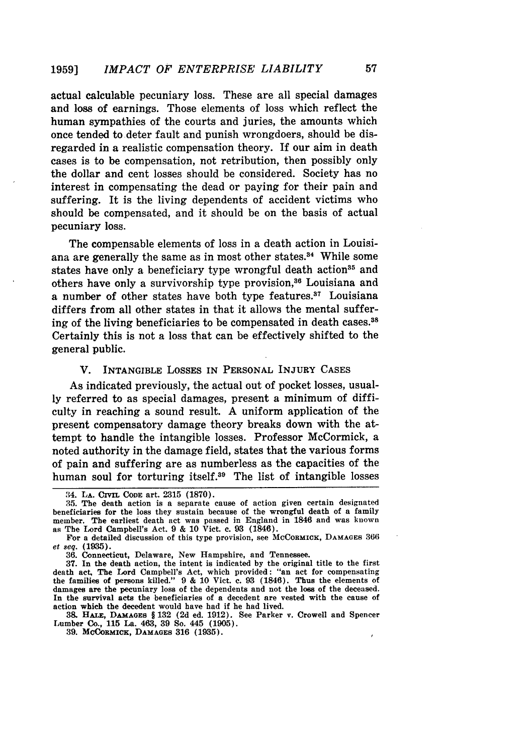actual calculable pecuniary loss. These are all special damages and loss of earnings. Those elements of loss which reflect the human sympathies of the courts and juries, the amounts which once tended to deter fault and punish wrongdoers, should be disregarded in a realistic compensation theory. If our aim in death cases is to be compensation, not retribution, then possibly only the dollar and cent losses should be considered. Society has no interest in compensating the dead or paying for their pain and suffering. It is the living dependents of accident victims who should be compensated, and it should be on the basis of actual pecuniary loss.

The compensable elements of loss in a death action in Louisiana are generally the same as in most other states.[34] While some states have only a beneficiary type wrongful death action[35] and others have only a survivorship type provision,[36] Louisiana and a number of other states have both type features.[37] Louisiana differs from all other states in that it allows the mental suffering of the living beneficiaries to be compensated in death cases.[38] Certainly this is not a loss that can be effectively shifted to the general public.

## V. Intangible Losses in Personal Injury Cases

As indicated previously, the actual out of pocket losses, usually referred to as special damages, present a minimum of difficulty in reaching a sound result. A uniform application of the present compensatory damage theory breaks down with the attempt to handle the intangible losses. Professor McCormick, a noted authority in the damage field, states that the various forms of pain and suffering are as numberless as the capacities of the human soul for torturing itself.[39] The list of intangible losses

---

34. La. Civil Code art. 2315 (1870).

35. The death action is a separate cause of action given certain designated beneficiaries for the loss they sustain because of the wrongful death of a family member. The earliest death act was passed in England in 1846 and was known as The Lord Campbell's Act. 9 & 10 Vict. c. 93 (1846).

For a detailed discussion of this type provision, see McCormick, Damages 366 *et seq.* (1935).

36. Connecticut, Delaware, New Hampshire, and Tennessee.

37. In the death action, the intent is indicated by the original title to the first death act, The Lord Campbell's Act, which provided: "an act for compensating the families of persons killed." 9 & 10 Vict. c. 93 (1846). Thus the elements of damages are the pecuniary loss of the dependents and not the loss of the deceased. In the survival acts the beneficiaries of a decedent are vested with the cause of action which the decedent would have had if he had lived.

38. Hale, Damages § 132 (2d ed. 1912). See Parker v. Crowell and Spencer Lumber Co., 115 La. 463, 39 So. 445 (1905).

39. McCormick, Damages 316 (1935).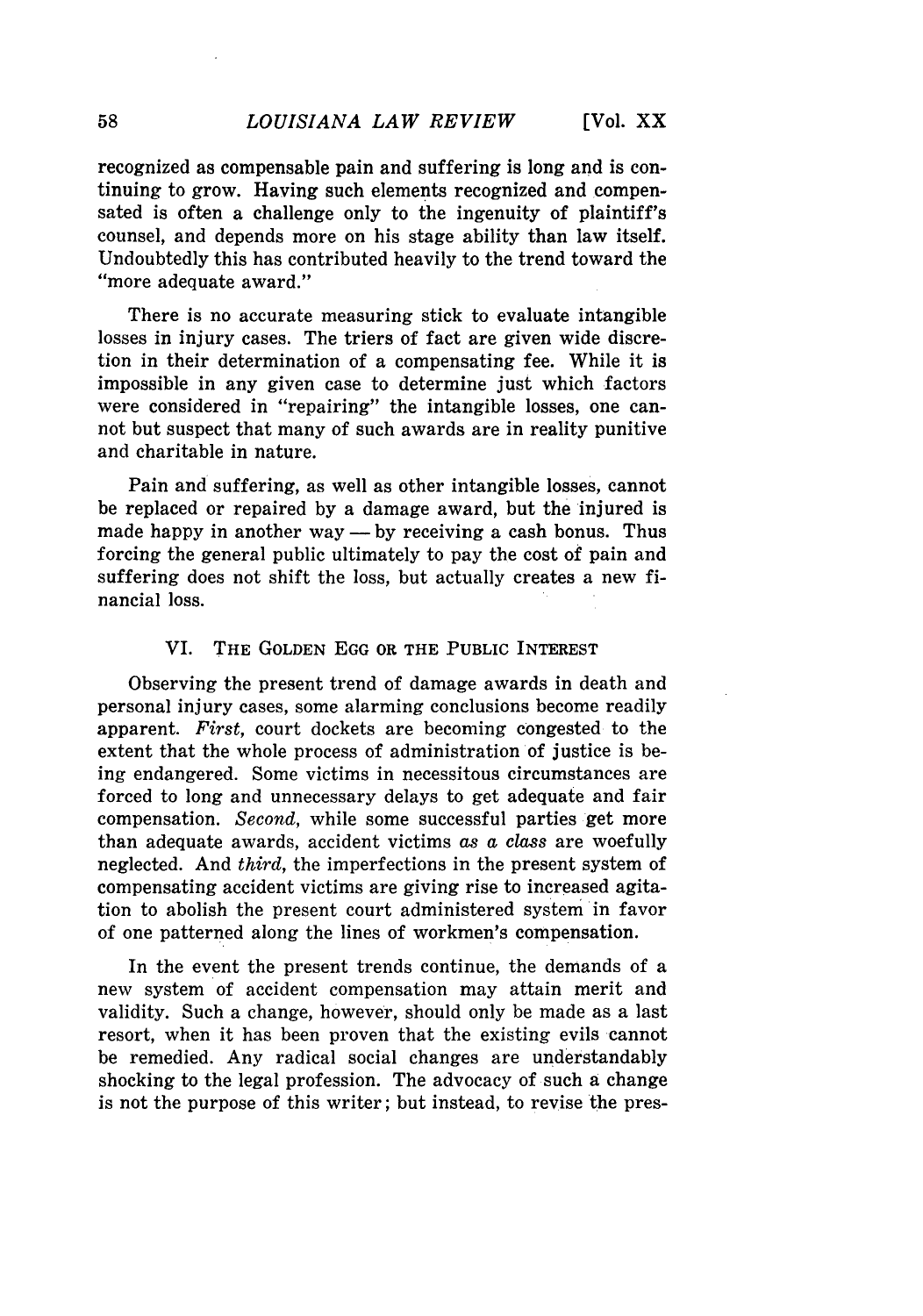recognized as compensable pain and suffering is long and is continuing to grow. Having such elements recognized and compensated is often a challenge only to the ingenuity of plaintiff's counsel, and depends more on his stage ability than law itself. Undoubtedly this has contributed heavily to the trend toward the "more adequate award."

There is no accurate measuring stick to evaluate intangible losses in injury cases. The triers of fact are given wide discretion in their determination of a compensating fee. While it is impossible in any given case to determine just which factors were considered in "repairing" the intangible losses, one cannot but suspect that many of such awards are in reality punitive and charitable in nature.

Pain and suffering, as well as other intangible losses, cannot be replaced or repaired by a damage award, but the injured is made happy in another way — by receiving a cash bonus. Thus forcing the general public ultimately to pay the cost of pain and suffering does not shift the loss, but actually creates a new financial loss.

## VI. The Golden Egg or the Public Interest

Observing the present trend of damage awards in death and personal injury cases, some alarming conclusions become readily apparent. *First,* court dockets are becoming congested to the extent that the whole process of administration of justice is being endangered. Some victims in necessitous circumstances are forced to long and unnecessary delays to get adequate and fair compensation. *Second,* while some successful parties get more than adequate awards, accident victims *as a class* are woefully neglected. And *third,* the imperfections in the present system of compensating accident victims are giving rise to increased agitation to abolish the present court administered system in favor of one patterned along the lines of workmen's compensation.

In the event the present trends continue, the demands of a new system of accident compensation may attain merit and validity. Such a change, however, should only be made as a last resort, when it has been proven that the existing evils cannot be remedied. Any radical social changes are understandably shocking to the legal profession. The advocacy of such a change is not the purpose of this writer; but instead, to revise the pres-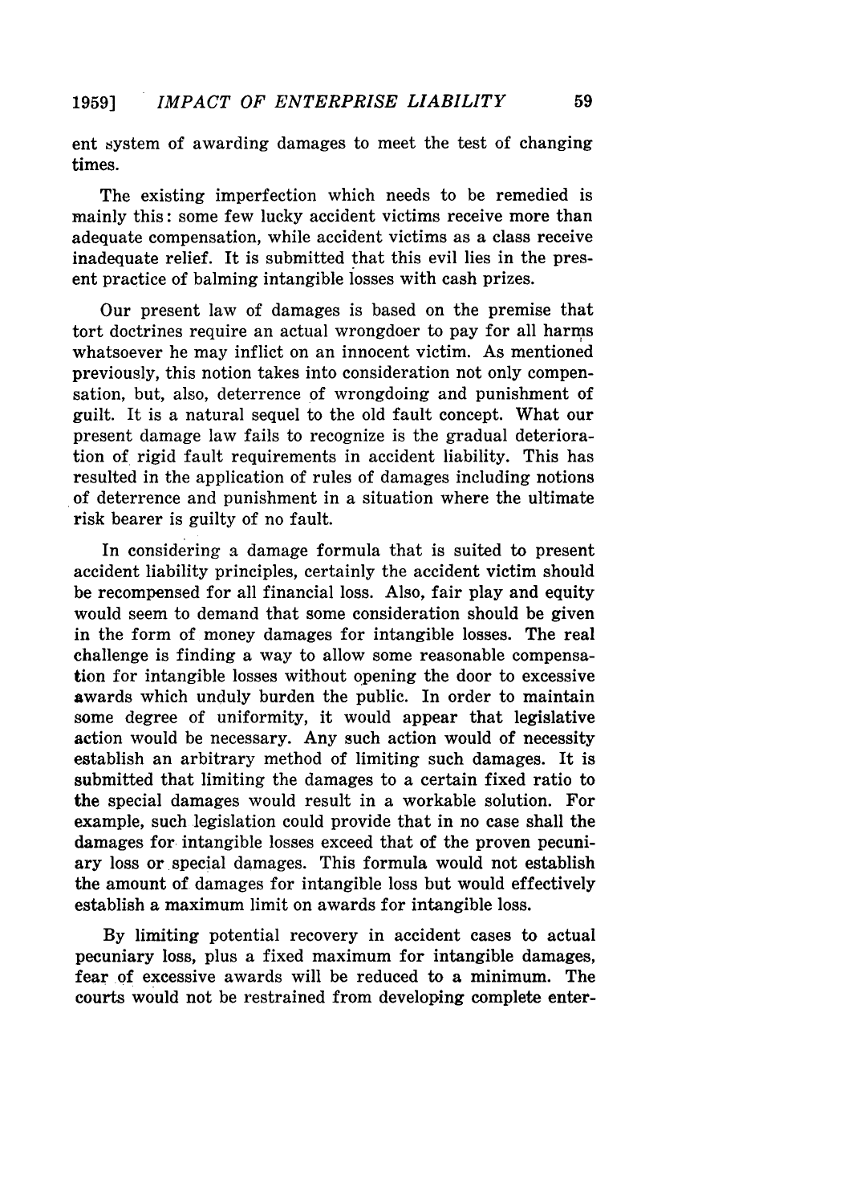ent system of awarding damages to meet the test of changing times.

The existing imperfection which needs to be remedied is mainly this: some few lucky accident victims receive more than adequate compensation, while accident victims as a class receive inadequate relief. It is submitted that this evil lies in the present practice of balming intangible losses with cash prizes.

Our present law of damages is based on the premise that tort doctrines require an actual wrongdoer to pay for all harms whatsoever he may inflict on an innocent victim. As mentioned previously, this notion takes into consideration not only compensation, but, also, deterrence of wrongdoing and punishment of guilt. It is a natural sequel to the old fault concept. What our present damage law fails to recognize is the gradual deterioration of rigid fault requirements in accident liability. This has resulted in the application of rules of damages including notions of deterrence and punishment in a situation where the ultimate risk bearer is guilty of no fault.

In considering a damage formula that is suited to present accident liability principles, certainly the accident victim should be recompensed for all financial loss. Also, fair play and equity would seem to demand that some consideration should be given in the form of money damages for intangible losses. The real challenge is finding a way to allow some reasonable compensation for intangible losses without opening the door to excessive awards which unduly burden the public. In order to maintain some degree of uniformity, it would appear that legislative action would be necessary. Any such action would of necessity establish an arbitrary method of limiting such damages. It is submitted that limiting the damages to a certain fixed ratio to the special damages would result in a workable solution. For example, such legislation could provide that in no case shall the damages for intangible losses exceed that of the proven pecuniary loss or special damages. This formula would not establish the amount of damages for intangible loss but would effectively establish a maximum limit on awards for intangible loss.

By limiting potential recovery in accident cases to actual pecuniary loss, plus a fixed maximum for intangible damages, fear of excessive awards will be reduced to a minimum. The courts would not be restrained from developing complete enter-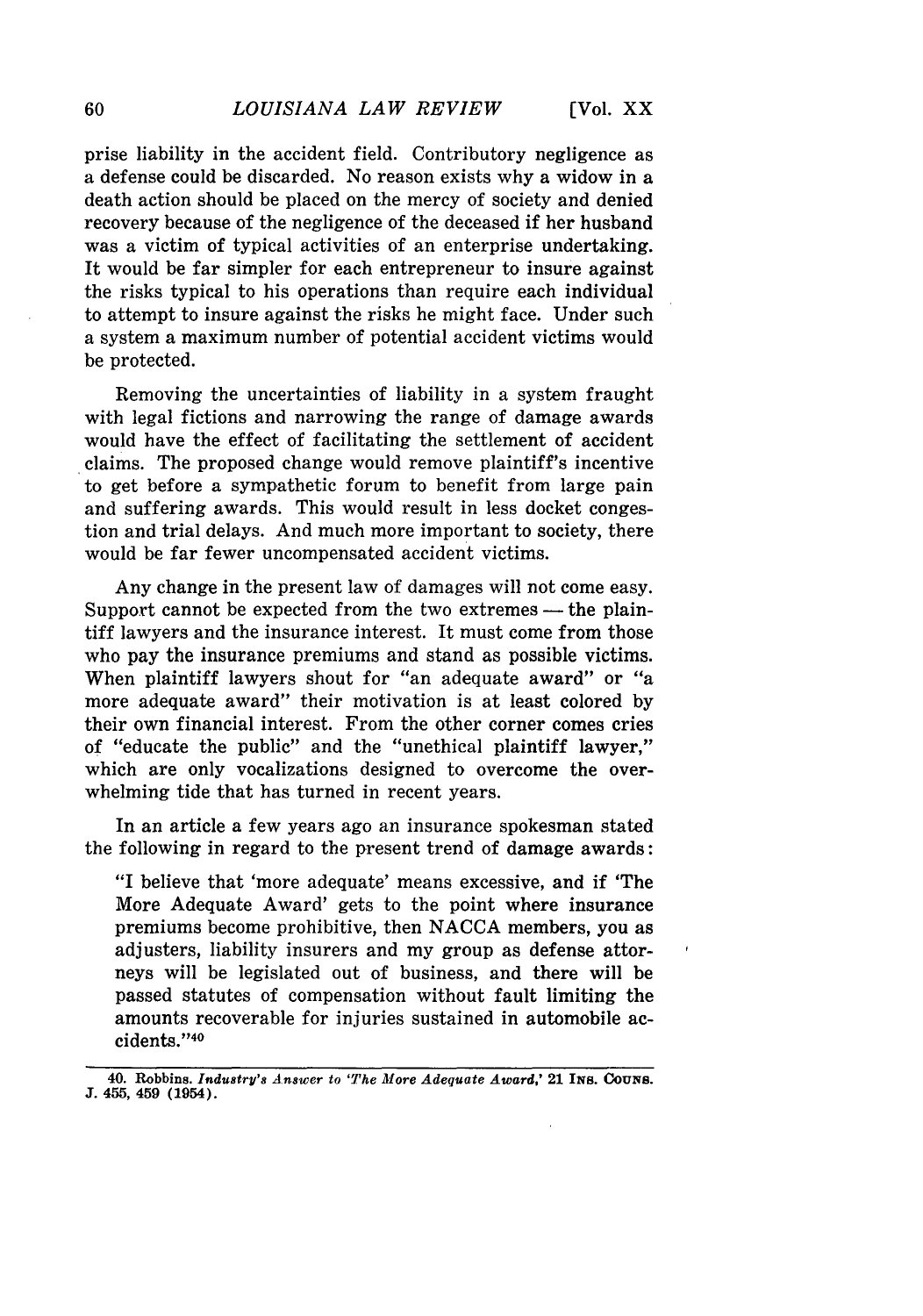prise liability in the accident field. Contributory negligence as a defense could be discarded. No reason exists why a widow in a death action should be placed on the mercy of society and denied recovery because of the negligence of the deceased if her husband was a victim of typical activities of an enterprise undertaking. It would be far simpler for each entrepreneur to insure against the risks typical to his operations than require each individual to attempt to insure against the risks he might face. Under such a system a maximum number of potential accident victims would be protected.

Removing the uncertainties of liability in a system fraught with legal fictions and narrowing the range of damage awards would have the effect of facilitating the settlement of accident claims. The proposed change would remove plaintiff's incentive to get before a sympathetic forum to benefit from large pain and suffering awards. This would result in less docket congestion and trial delays. And much more important to society, there would be far fewer uncompensated accident victims.

Any change in the present law of damages will not come easy. Support cannot be expected from the two extremes — the plaintiff lawyers and the insurance interest. It must come from those who pay the insurance premiums and stand as possible victims. When plaintiff lawyers shout for "an adequate award" or "a more adequate award" their motivation is at least colored by their own financial interest. From the other corner comes cries of "educate the public" and the "unethical plaintiff lawyer," which are only vocalizations designed to overcome the overwhelming tide that has turned in recent years.

In an article a few years ago an insurance spokesman stated the following in regard to the present trend of damage awards:

> "I believe that 'more adequate' means excessive, and if 'The More Adequate Award' gets to the point where insurance premiums become prohibitive, then NACCA members, you as adjusters, liability insurers and my group as defense attorneys will be legislated out of business, and there will be passed statutes of compensation without fault limiting the amounts recoverable for injuries sustained in automobile accidents."[40]

---

40. Robbins. *Industry's Answer to 'The More Adequate Award,'* 21 INS. COUNS. J. 455, 459 (1954).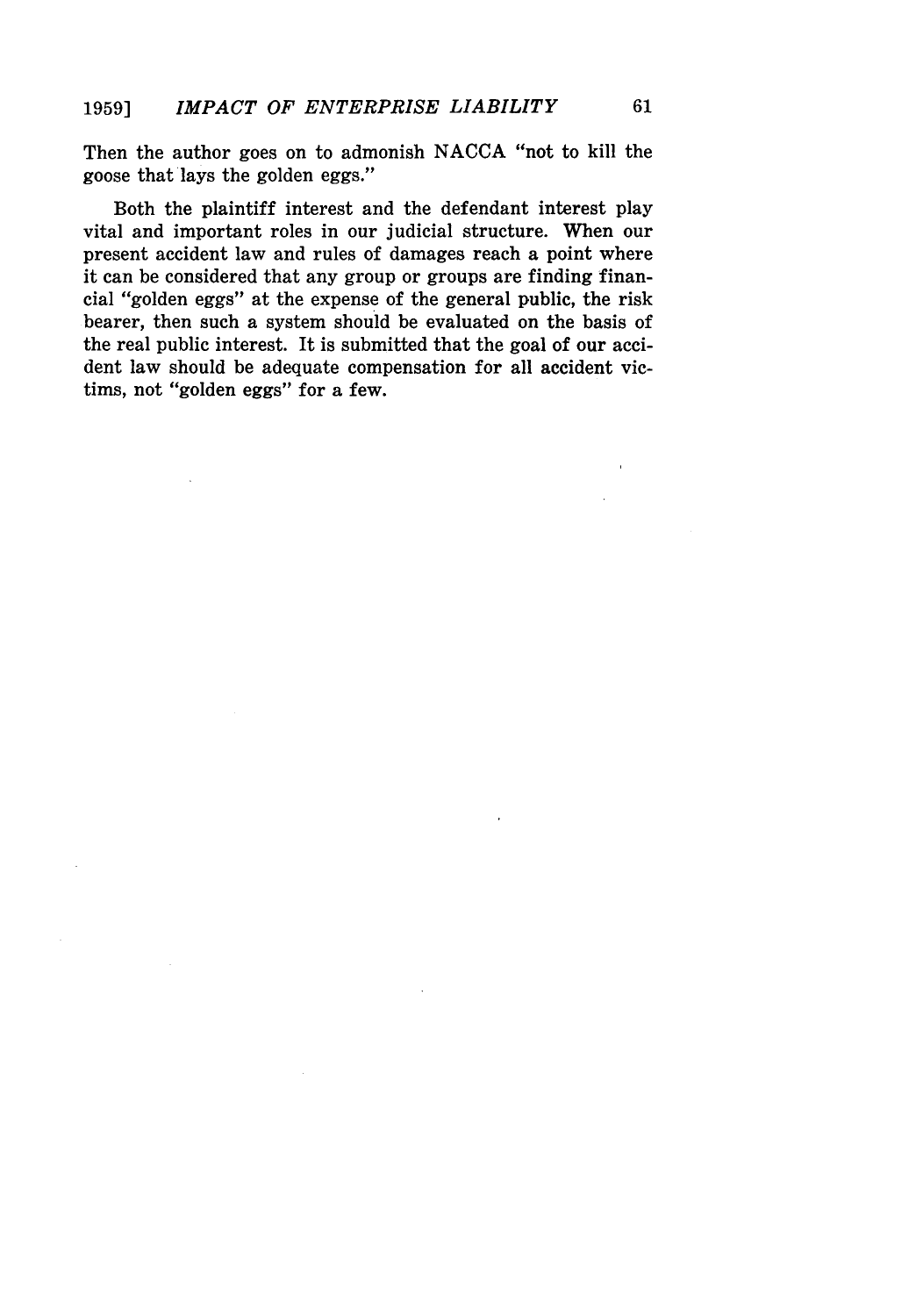Then the author goes on to admonish NACCA "not to kill the goose that lays the golden eggs."

Both the plaintiff interest and the defendant interest play vital and important roles in our judicial structure. When our present accident law and rules of damages reach a point where it can be considered that any group or groups are finding financial "golden eggs" at the expense of the general public, the risk bearer, then such a system should be evaluated on the basis of the real public interest. It is submitted that the goal of our accident law should be adequate compensation for all accident victims, not "golden eggs" for a few.